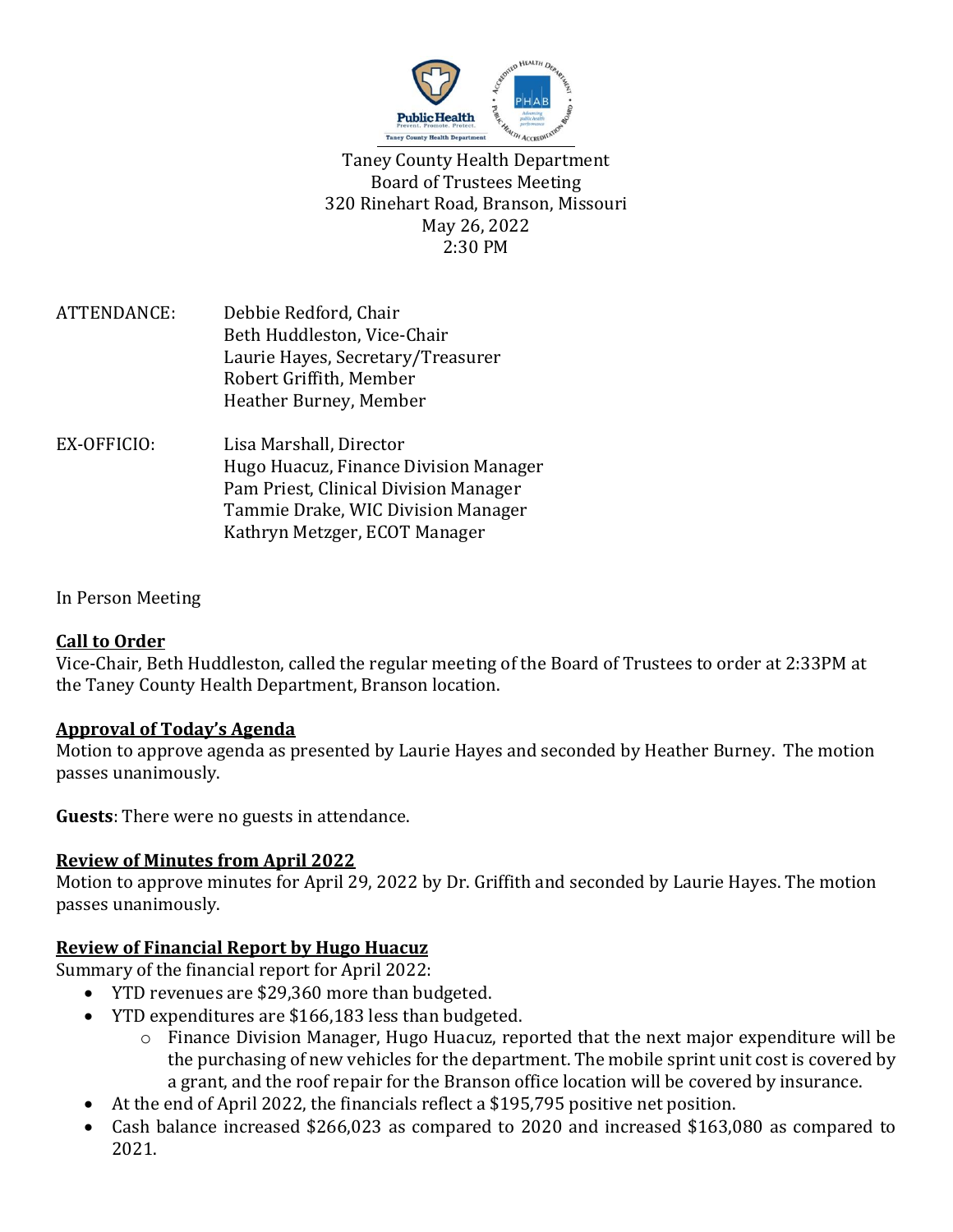Taney County Health Department
Board of Trustees Meeting
320 Rinehart Road, Branson, Missouri
May 26, 2022
2:30 PM

ATTENDANCE: Debbie Redford, Chair
Beth Huddleston, Vice-Chair
Laurie Hayes, Secretary/Treasurer
Robert Griffith, Member
Heather Burney, Member

EX-OFFICIO: Lisa Marshall, Director
Hugo Huacuz, Finance Division Manager
Pam Priest, Clinical Division Manager
Tammie Drake, WIC Division Manager
Kathryn Metzger, ECOT Manager

In Person Meeting

**Call to Order**
Vice-Chair, Beth Huddleston, called the regular meeting of the Board of Trustees to order at 2:33PM at the Taney County Health Department, Branson location.

**Approval of Today's Agenda**
Motion to approve agenda as presented by Laurie Hayes and seconded by Heather Burney. The motion passes unanimously.

**Guests**: There were no guests in attendance.

**Review of Minutes from April 2022**
Motion to approve minutes for April 29, 2022 by Dr. Griffith and seconded by Laurie Hayes. The motion passes unanimously.

**Review of Financial Report by Hugo Huacuz**
Summary of the financial report for April 2022:

- YTD revenues are $29,360 more than budgeted.
- YTD expenditures are $166,183 less than budgeted.
  - Finance Division Manager, Hugo Huacuz, reported that the next major expenditure will be the purchasing of new vehicles for the department. The mobile sprint unit cost is covered by a grant, and the roof repair for the Branson office location will be covered by insurance.
- At the end of April 2022, the financials reflect a $195,795 positive net position.
- Cash balance increased $266,023 as compared to 2020 and increased $163,080 as compared to 2021.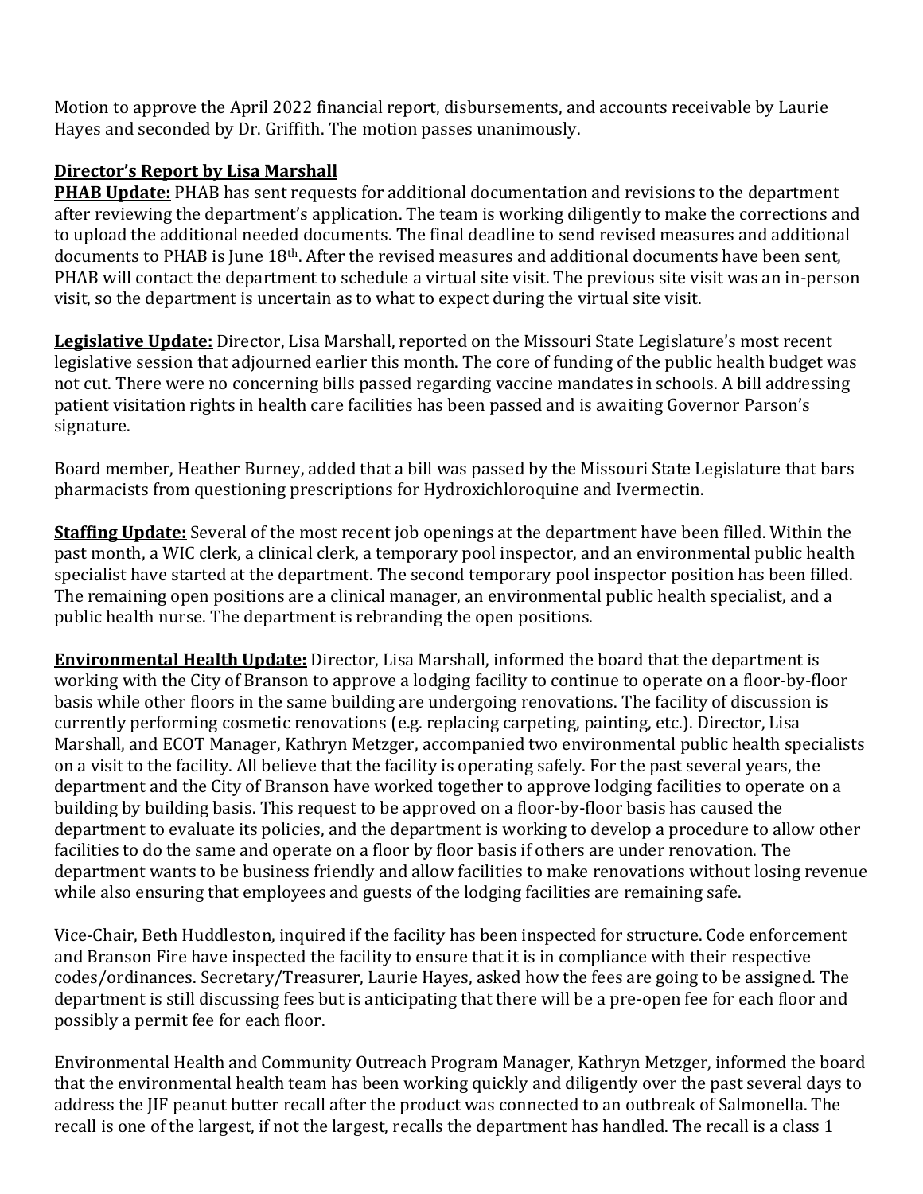Motion to approve the April 2022 financial report, disbursements, and accounts receivable by Laurie Hayes and seconded by Dr. Griffith. The motion passes unanimously.

**Director's Report by Lisa Marshall**

**PHAB Update:** PHAB has sent requests for additional documentation and revisions to the department after reviewing the department's application. The team is working diligently to make the corrections and to upload the additional needed documents. The final deadline to send revised measures and additional documents to PHAB is June 18th. After the revised measures and additional documents have been sent, PHAB will contact the department to schedule a virtual site visit. The previous site visit was an in-person visit, so the department is uncertain as to what to expect during the virtual site visit.

**Legislative Update:** Director, Lisa Marshall, reported on the Missouri State Legislature's most recent legislative session that adjourned earlier this month. The core of funding of the public health budget was not cut. There were no concerning bills passed regarding vaccine mandates in schools. A bill addressing patient visitation rights in health care facilities has been passed and is awaiting Governor Parson's signature.

Board member, Heather Burney, added that a bill was passed by the Missouri State Legislature that bars pharmacists from questioning prescriptions for Hydroxichloroquine and Ivermectin.

**Staffing Update:** Several of the most recent job openings at the department have been filled. Within the past month, a WIC clerk, a clinical clerk, a temporary pool inspector, and an environmental public health specialist have started at the department. The second temporary pool inspector position has been filled. The remaining open positions are a clinical manager, an environmental public health specialist, and a public health nurse. The department is rebranding the open positions.

**Environmental Health Update:** Director, Lisa Marshall, informed the board that the department is working with the City of Branson to approve a lodging facility to continue to operate on a floor-by-floor basis while other floors in the same building are undergoing renovations. The facility of discussion is currently performing cosmetic renovations (e.g. replacing carpeting, painting, etc.). Director, Lisa Marshall, and ECOT Manager, Kathryn Metzger, accompanied two environmental public health specialists on a visit to the facility. All believe that the facility is operating safely. For the past several years, the department and the City of Branson have worked together to approve lodging facilities to operate on a building by building basis. This request to be approved on a floor-by-floor basis has caused the department to evaluate its policies, and the department is working to develop a procedure to allow other facilities to do the same and operate on a floor by floor basis if others are under renovation. The department wants to be business friendly and allow facilities to make renovations without losing revenue while also ensuring that employees and guests of the lodging facilities are remaining safe.

Vice-Chair, Beth Huddleston, inquired if the facility has been inspected for structure. Code enforcement and Branson Fire have inspected the facility to ensure that it is in compliance with their respective codes/ordinances. Secretary/Treasurer, Laurie Hayes, asked how the fees are going to be assigned. The department is still discussing fees but is anticipating that there will be a pre-open fee for each floor and possibly a permit fee for each floor.

Environmental Health and Community Outreach Program Manager, Kathryn Metzger, informed the board that the environmental health team has been working quickly and diligently over the past several days to address the JIF peanut butter recall after the product was connected to an outbreak of Salmonella. The recall is one of the largest, if not the largest, recalls the department has handled. The recall is a class 1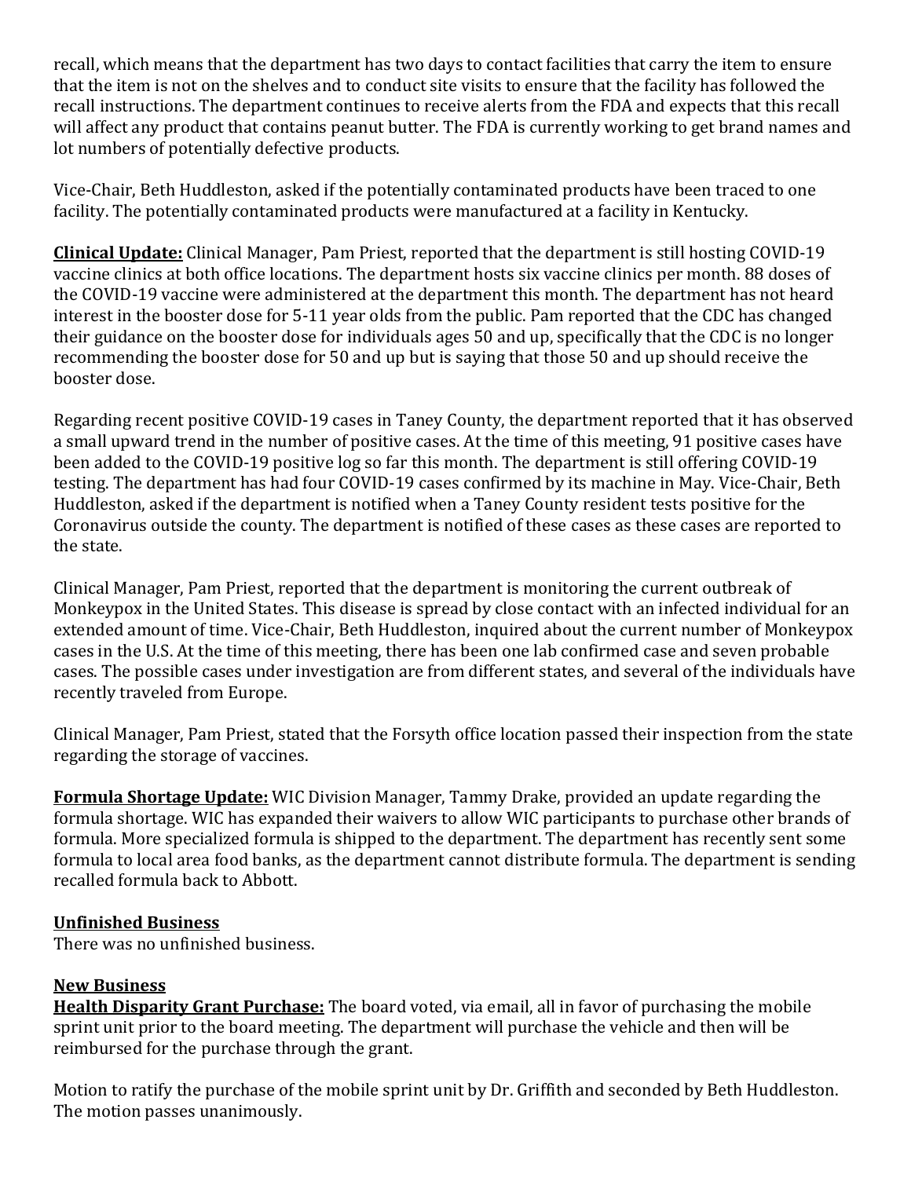recall, which means that the department has two days to contact facilities that carry the item to ensure that the item is not on the shelves and to conduct site visits to ensure that the facility has followed the recall instructions. The department continues to receive alerts from the FDA and expects that this recall will affect any product that contains peanut butter. The FDA is currently working to get brand names and lot numbers of potentially defective products.

Vice-Chair, Beth Huddleston, asked if the potentially contaminated products have been traced to one facility. The potentially contaminated products were manufactured at a facility in Kentucky.

**Clinical Update:** Clinical Manager, Pam Priest, reported that the department is still hosting COVID-19 vaccine clinics at both office locations. The department hosts six vaccine clinics per month. 88 doses of the COVID-19 vaccine were administered at the department this month. The department has not heard interest in the booster dose for 5-11 year olds from the public. Pam reported that the CDC has changed their guidance on the booster dose for individuals ages 50 and up, specifically that the CDC is no longer recommending the booster dose for 50 and up but is saying that those 50 and up should receive the booster dose.

Regarding recent positive COVID-19 cases in Taney County, the department reported that it has observed a small upward trend in the number of positive cases. At the time of this meeting, 91 positive cases have been added to the COVID-19 positive log so far this month. The department is still offering COVID-19 testing. The department has had four COVID-19 cases confirmed by its machine in May. Vice-Chair, Beth Huddleston, asked if the department is notified when a Taney County resident tests positive for the Coronavirus outside the county. The department is notified of these cases as these cases are reported to the state.

Clinical Manager, Pam Priest, reported that the department is monitoring the current outbreak of Monkeypox in the United States. This disease is spread by close contact with an infected individual for an extended amount of time. Vice-Chair, Beth Huddleston, inquired about the current number of Monkeypox cases in the U.S. At the time of this meeting, there has been one lab confirmed case and seven probable cases. The possible cases under investigation are from different states, and several of the individuals have recently traveled from Europe.

Clinical Manager, Pam Priest, stated that the Forsyth office location passed their inspection from the state regarding the storage of vaccines.

**Formula Shortage Update:** WIC Division Manager, Tammy Drake, provided an update regarding the formula shortage. WIC has expanded their waivers to allow WIC participants to purchase other brands of formula. More specialized formula is shipped to the department. The department has recently sent some formula to local area food banks, as the department cannot distribute formula. The department is sending recalled formula back to Abbott.

**Unfinished Business**

There was no unfinished business.

**New Business**

**Health Disparity Grant Purchase:** The board voted, via email, all in favor of purchasing the mobile sprint unit prior to the board meeting. The department will purchase the vehicle and then will be reimbursed for the purchase through the grant.

Motion to ratify the purchase of the mobile sprint unit by Dr. Griffith and seconded by Beth Huddleston. The motion passes unanimously.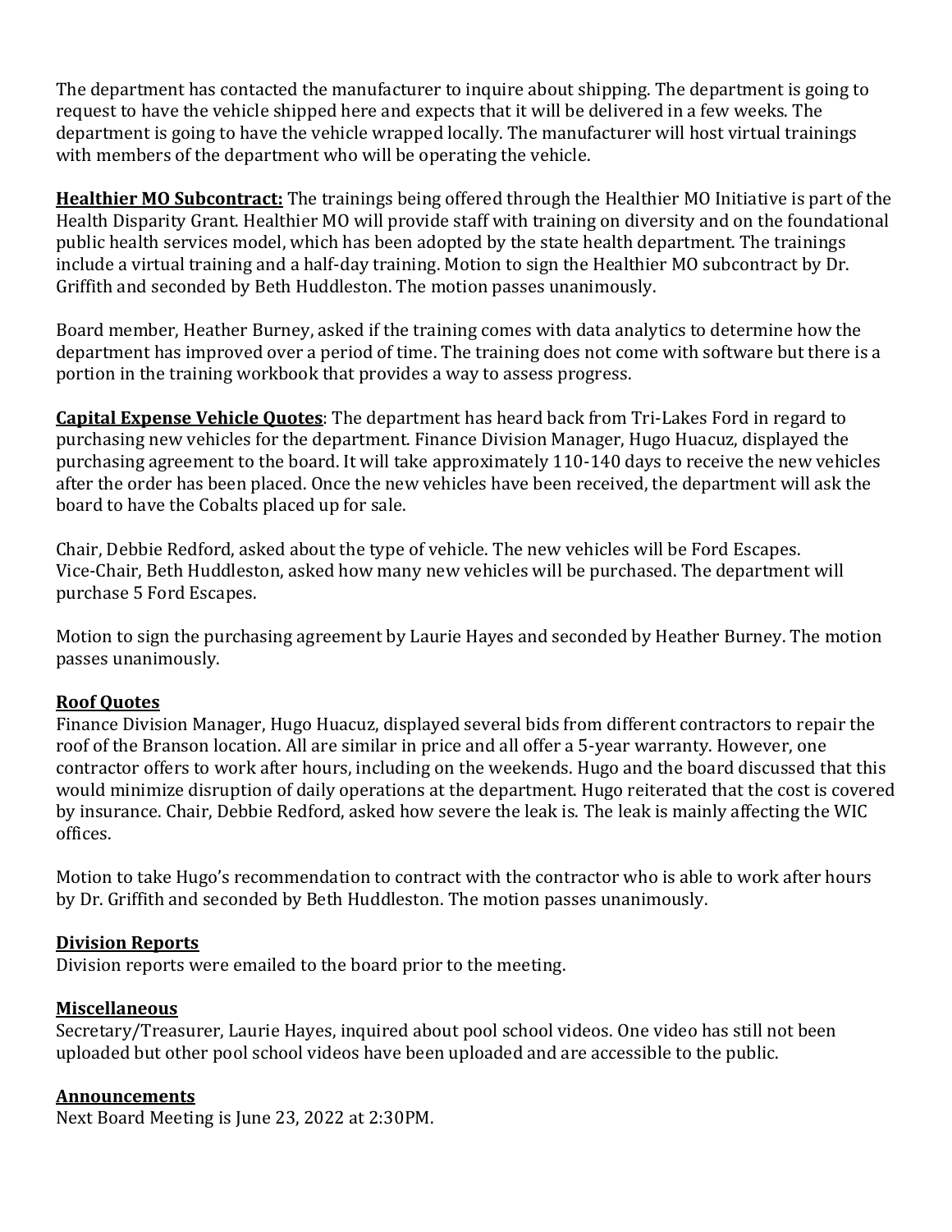The department has contacted the manufacturer to inquire about shipping. The department is going to request to have the vehicle shipped here and expects that it will be delivered in a few weeks. The department is going to have the vehicle wrapped locally. The manufacturer will host virtual trainings with members of the department who will be operating the vehicle.

**Healthier MO Subcontract:** The trainings being offered through the Healthier MO Initiative is part of the Health Disparity Grant. Healthier MO will provide staff with training on diversity and on the foundational public health services model, which has been adopted by the state health department. The trainings include a virtual training and a half-day training. Motion to sign the Healthier MO subcontract by Dr. Griffith and seconded by Beth Huddleston. The motion passes unanimously.

Board member, Heather Burney, asked if the training comes with data analytics to determine how the department has improved over a period of time. The training does not come with software but there is a portion in the training workbook that provides a way to assess progress.

**Capital Expense Vehicle Quotes**: The department has heard back from Tri-Lakes Ford in regard to purchasing new vehicles for the department. Finance Division Manager, Hugo Huacuz, displayed the purchasing agreement to the board. It will take approximately 110-140 days to receive the new vehicles after the order has been placed. Once the new vehicles have been received, the department will ask the board to have the Cobalts placed up for sale.

Chair, Debbie Redford, asked about the type of vehicle. The new vehicles will be Ford Escapes. Vice-Chair, Beth Huddleston, asked how many new vehicles will be purchased. The department will purchase 5 Ford Escapes.

Motion to sign the purchasing agreement by Laurie Hayes and seconded by Heather Burney. The motion passes unanimously.

**Roof Quotes**

Finance Division Manager, Hugo Huacuz, displayed several bids from different contractors to repair the roof of the Branson location. All are similar in price and all offer a 5-year warranty. However, one contractor offers to work after hours, including on the weekends. Hugo and the board discussed that this would minimize disruption of daily operations at the department. Hugo reiterated that the cost is covered by insurance. Chair, Debbie Redford, asked how severe the leak is. The leak is mainly affecting the WIC offices.

Motion to take Hugo's recommendation to contract with the contractor who is able to work after hours by Dr. Griffith and seconded by Beth Huddleston. The motion passes unanimously.

**Division Reports**

Division reports were emailed to the board prior to the meeting.

**Miscellaneous**

Secretary/Treasurer, Laurie Hayes, inquired about pool school videos. One video has still not been uploaded but other pool school videos have been uploaded and are accessible to the public.

**Announcements**

Next Board Meeting is June 23, 2022 at 2:30PM.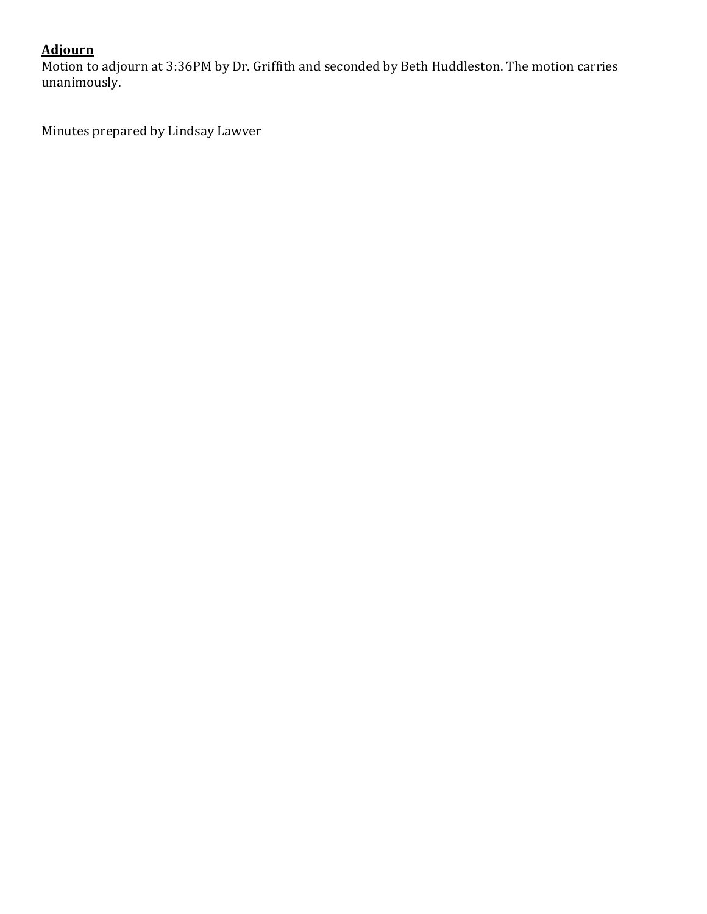**Adjourn**

Motion to adjourn at 3:36PM by Dr. Griffith and seconded by Beth Huddleston. The motion carries unanimously.

Minutes prepared by Lindsay Lawver